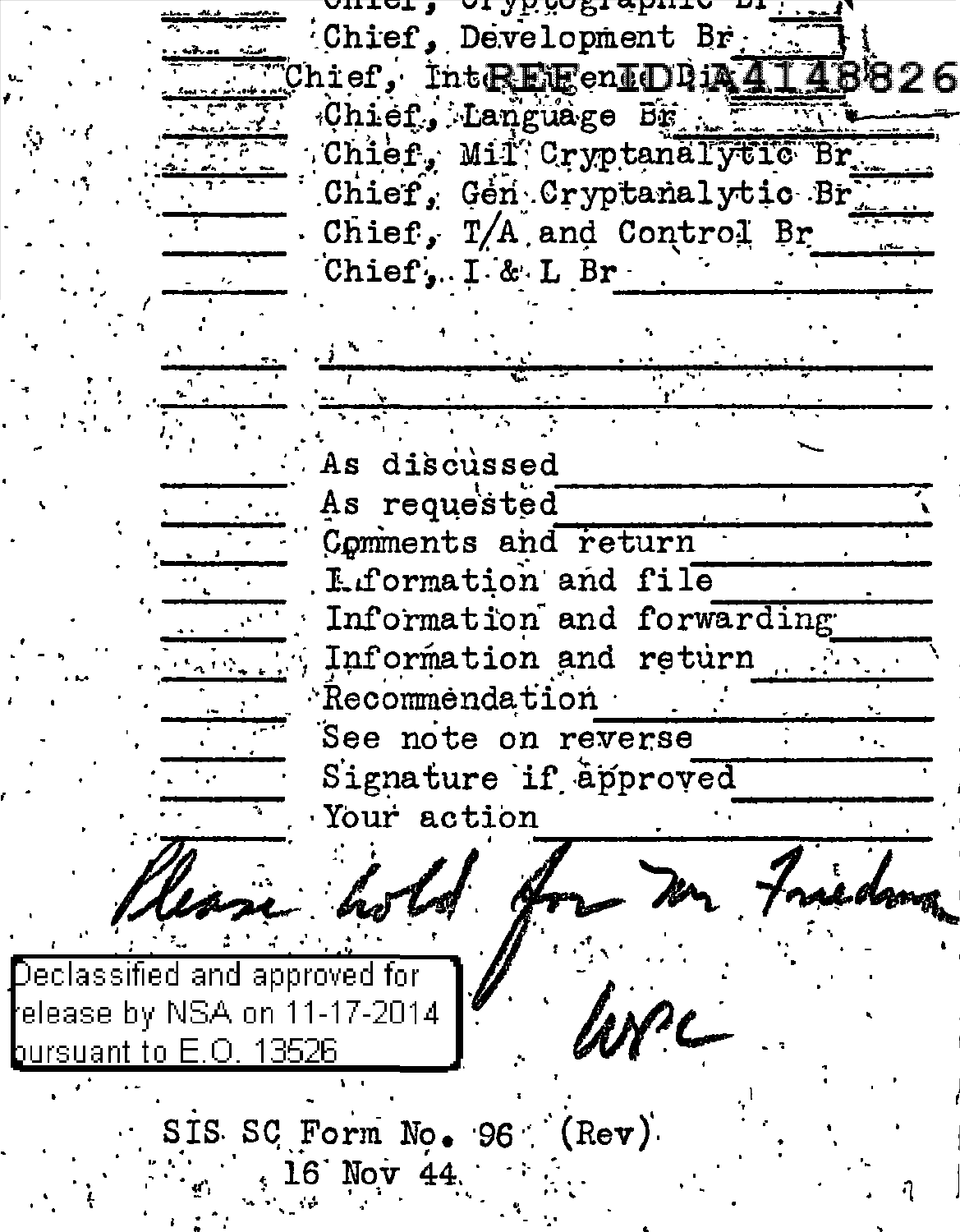Chief, Cryptographic Br ______

______ Chief, Development Br ______

______ Chief, Intelligence Div ______

______ Chief, Language Br ______

______ Chief, Mil Cryptanalytic Br ______

______ Chief, Gen Cryptanalytic Br ______

______ Chief, T/A and Control Br ______

______ Chief, I & L Br ______

______ ______

______ ______

______ As discussed ______

______ As requested ______

______ Comments and return ______

______ Information and file ______

______ Information and forwarding ______

______ Information and return ______

______ Recommendation ______

______ See note on reverse ______

______ Signature if approved ______

______ Your action ______

Please hold for Mr Friedman

WPC

Declassified and approved for release by NSA on 11-17-2014 pursuant to E.O. 13526

SIS SC Form No. 96 (Rev)
16 Nov 44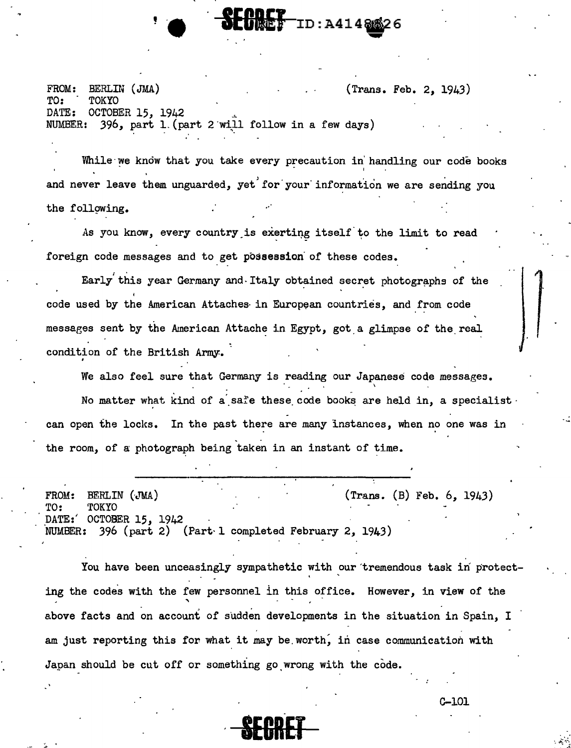FROM: BERLIN (JMA) (Trans. Feb. 2, 1943)
TO: TOKYO
DATE: OCTOBER 15, 1942
NUMBER: 396, part 1 (part 2 will follow in a few days)

While we know that you take every precaution in handling our code books and never leave them unguarded, yet for your information we are sending you the following.

As you know, every country is exerting itself to the limit to read foreign code messages and to get possession of these codes.

Early this year Germany and Italy obtained secret photographs of the code used by the American Attaches in European countries, and from code messages sent by the American Attache in Egypt, got a glimpse of the real condition of the British Army.

We also feel sure that Germany is reading our Japanese code messages.

No matter what kind of a safe these code books are held in, a specialist can open the locks. In the past there are many instances, when no one was in the room, of a photograph being taken in an instant of time.

---

FROM: BERLIN (JMA) (Trans. (B) Feb. 6, 1943)
TO: TOKYO
DATE: OCTOBER 15, 1942
NUMBER: 396 (part 2) (Part 1 completed February 2, 1943)

You have been unceasingly sympathetic with our tremendous task in protecting the codes with the few personnel in this office. However, in view of the above facts and on account of sudden developments in the situation in Spain, I am just reporting this for what it may be worth, in case communication with Japan should be cut off or something go wrong with the code.

C-101